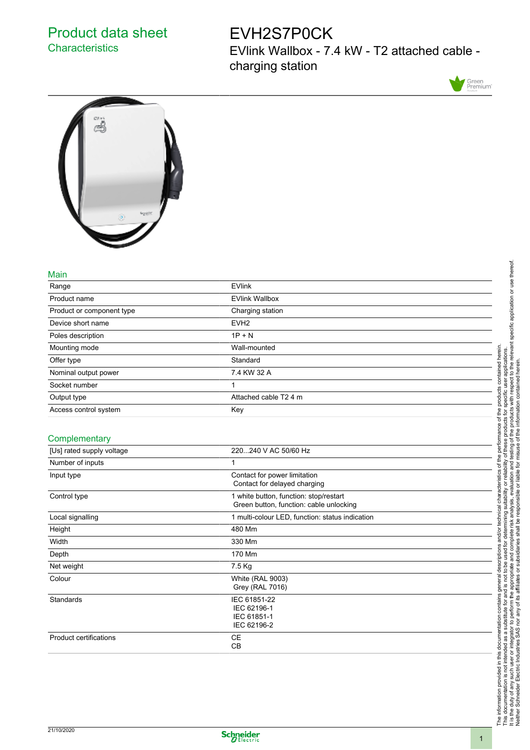# Product data sheet
## Characteristics

# EVH2S7P0CK
## EVlink Wallbox - 7.4 kW - T2 attached cable - charging station

### Main

| | |
|---|---|
| Range | EVlink |
| Product name | EVlink Wallbox |
| Product or component type | Charging station |
| Device short name | EVH2 |
| Poles description | 1P + N |
| Mounting mode | Wall-mounted |
| Offer type | Standard |
| Nominal output power | 7.4 KW 32 A |
| Socket number | 1 |
| Output type | Attached cable T2 4 m |
| Access control system | Key |

### Complementary

| | |
|---|---|
| [Us] rated supply voltage | 220...240 V AC 50/60 Hz |
| Number of inputs | 1 |
| Input type | Contact for power limitation<br>Contact for delayed charging |
| Control type | 1 white button, function: stop/restart<br>Green button, function: cable unlocking |
| Local signalling | 1 multi-colour LED, function: status indication |
| Height | 480 Mm |
| Width | 330 Mm |
| Depth | 170 Mm |
| Net weight | 7.5 Kg |
| Colour | White (RAL 9003)<br>Grey (RAL 7016) |
| Standards | IEC 61851-22<br>IEC 62196-1<br>IEC 61851-1<br>IEC 62196-2 |
| Product certifications | CE<br>CB |

21/10/2020

The information provided in this documentation contains general descriptions and/or technical characteristics of the performance of the products contained herein. This documentation is not intended as a substitute for and is not to be used for determining suitability or reliability of these products for specific user applications. It is the duty of any such user or integrator to perform the appropriate and complete risk analysis, evaluation and testing of the products with respect to the relevant specific application or use thereof. Neither Schneider Electric Industries SAS nor any of its affiliates or subsidiaries shall be responsible or liable for misuse of the information contained herein.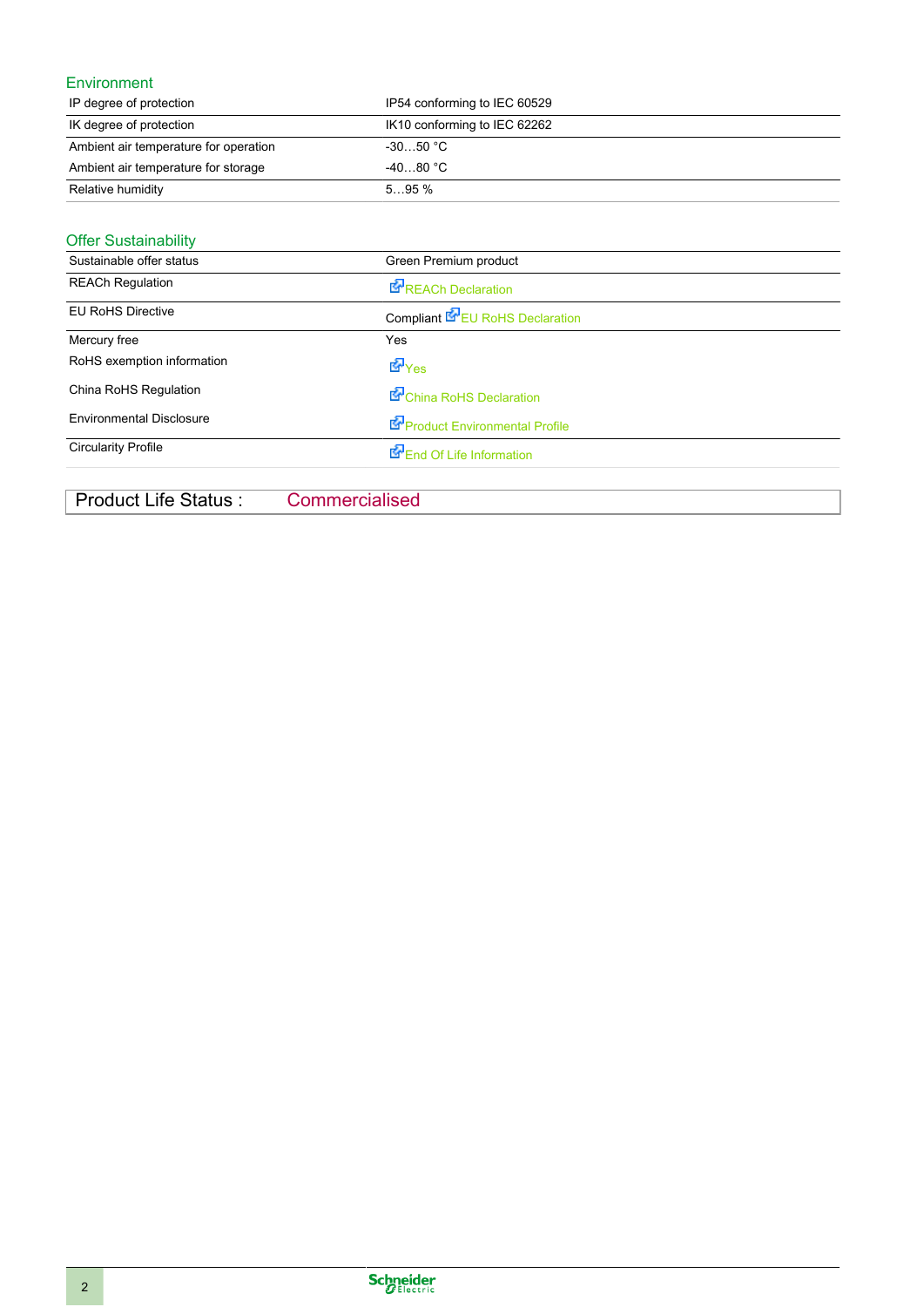## Environment

| | |
|---|---|
| IP degree of protection | IP54 conforming to IEC 60529 |
| IK degree of protection | IK10 conforming to IEC 62262 |
| Ambient air temperature for operation | -30…50 °C |
| Ambient air temperature for storage | -40…80 °C |
| Relative humidity | 5…95 % |

## Offer Sustainability

| | |
|---|---|
| Sustainable offer status | Green Premium product |
| REACh Regulation | REACh Declaration |
| EU RoHS Directive | Compliant EU RoHS Declaration |
| Mercury free | Yes |
| RoHS exemption information | Yes |
| China RoHS Regulation | China RoHS Declaration |
| Environmental Disclosure | Product Environmental Profile |
| Circularity Profile | End Of Life Information |

| | |
|---|---|
| Product Life Status : | Commercialised |